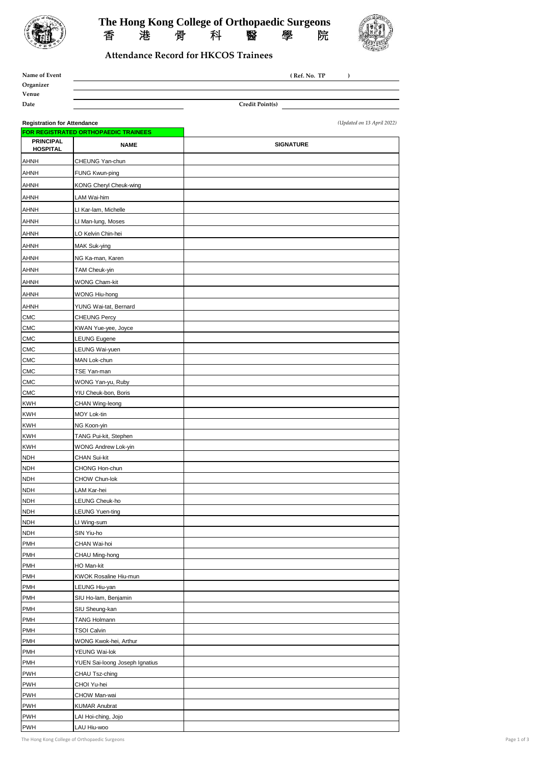# The Hong Kong College of Orthopaedic Surgeons
# 香 港 骨 科 醫 學 院

## Attendance Record for HKCOS Trainees

**Name of Event** **( Ref. No. TP )**

**Organizer**

**Venue**

**Date** **Credit Point(s)**

**Registration for Attendance** *(Updated on 13 April 2022)*

**FOR REGISTRATED ORTHOPAEDIC TRAINEES**

| PRINCIPAL HOSPITAL | NAME | SIGNATURE |
|---|---|---|
| AHNH | CHEUNG Yan-chun | |
| AHNH | FUNG Kwun-ping | |
| AHNH | KONG Cheryl Cheuk-wing | |
| AHNH | LAM Wai-him | |
| AHNH | LI Kar-lam, Michelle | |
| AHNH | LI Man-lung, Moses | |
| AHNH | LO Kelvin Chin-hei | |
| AHNH | MAK Suk-ying | |
| AHNH | NG Ka-man, Karen | |
| AHNH | TAM Cheuk-yin | |
| AHNH | WONG Cham-kit | |
| AHNH | WONG Hiu-hong | |
| AHNH | YUNG Wai-tat, Bernard | |
| CMC | CHEUNG Percy | |
| CMC | KWAN Yue-yee, Joyce | |
| CMC | LEUNG Eugene | |
| CMC | LEUNG Wai-yuen | |
| CMC | MAN Lok-chun | |
| CMC | TSE Yan-man | |
| CMC | WONG Yan-yu, Ruby | |
| CMC | YIU Cheuk-bon, Boris | |
| KWH | CHAN Wing-leong | |
| KWH | MOY Lok-tin | |
| KWH | NG Koon-yin | |
| KWH | TANG Pui-kit, Stephen | |
| KWH | WONG Andrew Lok-yin | |
| NDH | CHAN Sui-kit | |
| NDH | CHONG Hon-chun | |
| NDH | CHOW Chun-lok | |
| NDH | LAM Kar-hei | |
| NDH | LEUNG Cheuk-ho | |
| NDH | LEUNG Yuen-ting | |
| NDH | LI Wing-sum | |
| NDH | SIN Yiu-ho | |
| PMH | CHAN Wai-hoi | |
| PMH | CHAU Ming-hong | |
| PMH | HO Man-kit | |
| PMH | KWOK Rosaline Hiu-mun | |
| PMH | LEUNG Hiu-yan | |
| PMH | SIU Ho-lam, Benjamin | |
| PMH | SIU Sheung-kan | |
| PMH | TANG Holmann | |
| PMH | TSOI Calvin | |
| PMH | WONG Kwok-hei, Arthur | |
| PMH | YEUNG Wai-lok | |
| PMH | YUEN Sai-loong Joseph Ignatius | |
| PWH | CHAU Tsz-ching | |
| PWH | CHOI Yu-hei | |
| PWH | CHOW Man-wai | |
| PWH | KUMAR Anubrat | |
| PWH | LAI Hoi-ching, Jojo | |
| PWH | LAU Hiu-woo | |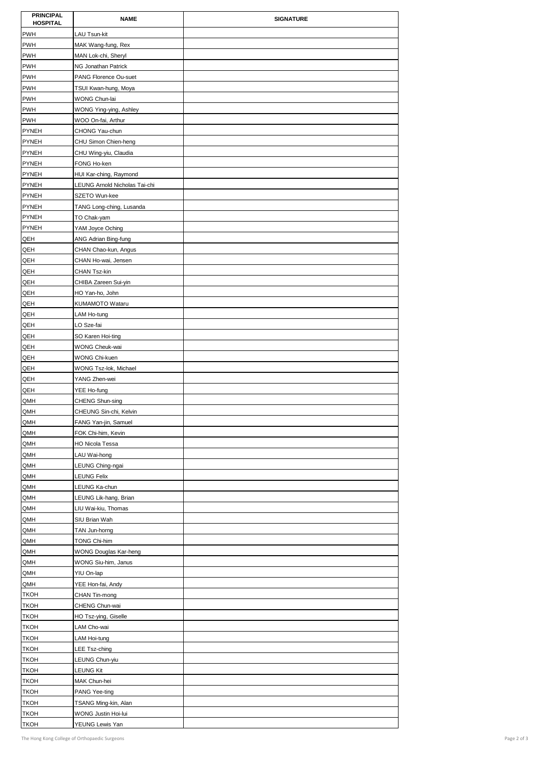| PRINCIPAL HOSPITAL | NAME | SIGNATURE |
| --- | --- | --- |
| PWH | LAU Tsun-kit | |
| PWH | MAK Wang-fung, Rex | |
| PWH | MAN Lok-chi, Sheryl | |
| PWH | NG Jonathan Patrick | |
| PWH | PANG Florence Ou-suet | |
| PWH | TSUI Kwan-hung, Moya | |
| PWH | WONG Chun-lai | |
| PWH | WONG Ying-ying, Ashley | |
| PWH | WOO On-fai, Arthur | |
| PYNEH | CHONG Yau-chun | |
| PYNEH | CHU Simon Chien-heng | |
| PYNEH | CHU Wing-yiu, Claudia | |
| PYNEH | FONG Ho-ken | |
| PYNEH | HUI Kar-ching, Raymond | |
| PYNEH | LEUNG Arnold Nicholas Tai-chi | |
| PYNEH | SZETO Wun-kee | |
| PYNEH | TANG Long-ching, Lusanda | |
| PYNEH | TO Chak-yam | |
| PYNEH | YAM Joyce Oching | |
| QEH | ANG Adrian Bing-fung | |
| QEH | CHAN Chao-kun, Angus | |
| QEH | CHAN Ho-wai, Jensen | |
| QEH | CHAN Tsz-kin | |
| QEH | CHIBA Zareen Sui-yin | |
| QEH | HO Yan-ho, John | |
| QEH | KUMAMOTO Wataru | |
| QEH | LAM Ho-tung | |
| QEH | LO Sze-fai | |
| QEH | SO Karen Hoi-ting | |
| QEH | WONG Cheuk-wai | |
| QEH | WONG Chi-kuen | |
| QEH | WONG Tsz-lok, Michael | |
| QEH | YANG Zhen-wei | |
| QEH | YEE Ho-fung | |
| QMH | CHENG Shun-sing | |
| QMH | CHEUNG Sin-chi, Kelvin | |
| QMH | FANG Yan-jin, Samuel | |
| QMH | FOK Chi-him, Kevin | |
| QMH | HO Nicola Tessa | |
| QMH | LAU Wai-hong | |
| QMH | LEUNG Ching-ngai | |
| QMH | LEUNG Felix | |
| QMH | LEUNG Ka-chun | |
| QMH | LEUNG Lik-hang, Brian | |
| QMH | LIU Wai-kiu, Thomas | |
| QMH | SIU Brian Wah | |
| QMH | TAN Jun-horng | |
| QMH | TONG Chi-him | |
| QMH | WONG Douglas Kar-heng | |
| QMH | WONG Siu-him, Janus | |
| QMH | YIU On-lap | |
| QMH | YEE Hon-fai, Andy | |
| TKOH | CHAN Tin-mong | |
| TKOH | CHENG Chun-wai | |
| TKOH | HO Tsz-ying, Giselle | |
| TKOH | LAM Cho-wai | |
| TKOH | LAM Hoi-tung | |
| TKOH | LEE Tsz-ching | |
| TKOH | LEUNG Chun-yiu | |
| TKOH | LEUNG Kit | |
| TKOH | MAK Chun-hei | |
| TKOH | PANG Yee-ting | |
| TKOH | TSANG Ming-kin, Alan | |
| TKOH | WONG Justin Hoi-lui | |
| TKOH | YEUNG Lewis Yan | |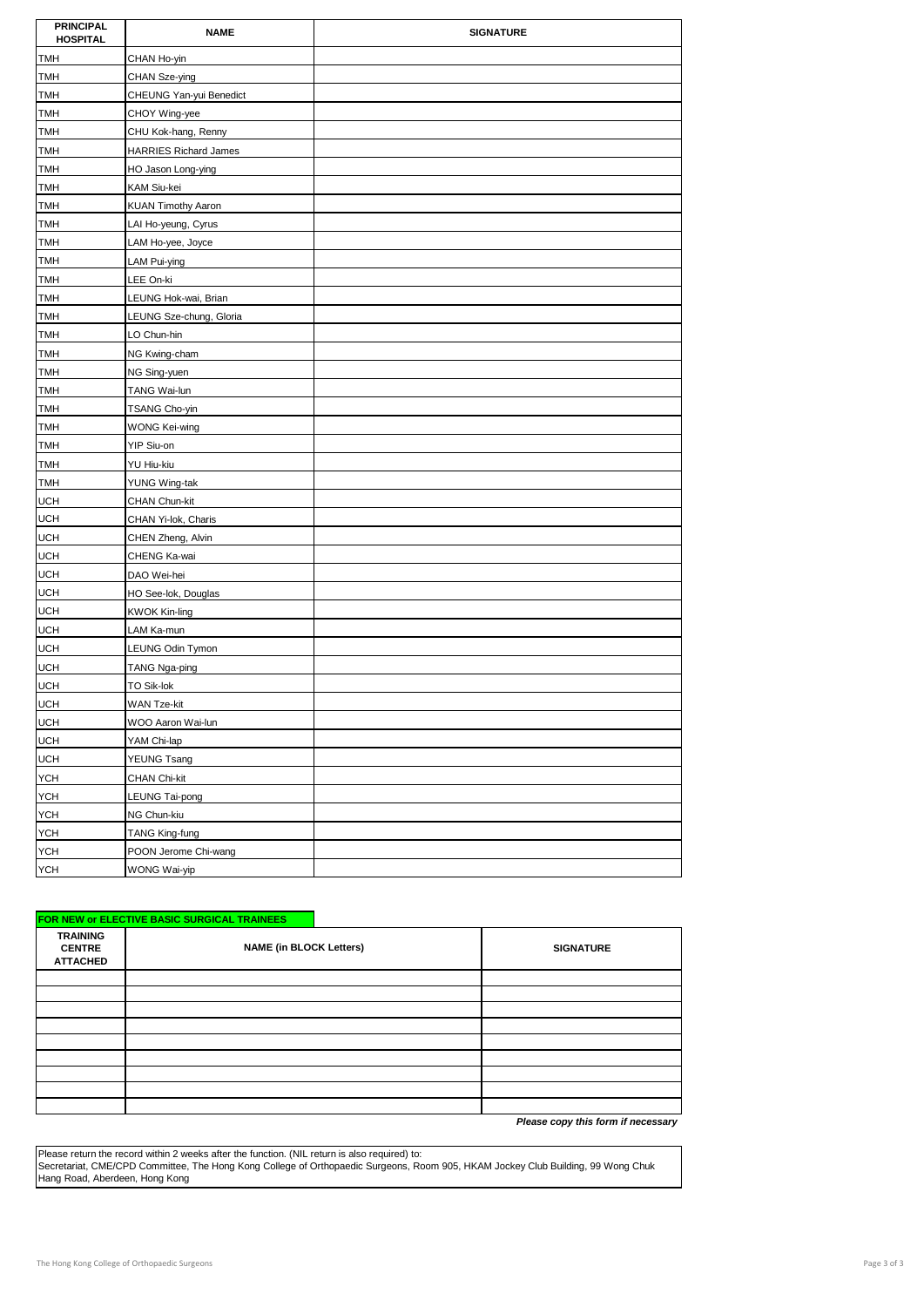| PRINCIPAL HOSPITAL | NAME | SIGNATURE |
|---|---|---|
| TMH | CHAN Ho-yin | |
| TMH | CHAN Sze-ying | |
| TMH | CHEUNG Yan-yui Benedict | |
| TMH | CHOY Wing-yee | |
| TMH | CHU Kok-hang, Renny | |
| TMH | HARRIES Richard James | |
| TMH | HO Jason Long-ying | |
| TMH | KAM Siu-kei | |
| TMH | KUAN Timothy Aaron | |
| TMH | LAI Ho-yeung, Cyrus | |
| TMH | LAM Ho-yee, Joyce | |
| TMH | LAM Pui-ying | |
| TMH | LEE On-ki | |
| TMH | LEUNG Hok-wai, Brian | |
| TMH | LEUNG Sze-chung, Gloria | |
| TMH | LO Chun-hin | |
| TMH | NG Kwing-cham | |
| TMH | NG Sing-yuen | |
| TMH | TANG Wai-lun | |
| TMH | TSANG Cho-yin | |
| TMH | WONG Kei-wing | |
| TMH | YIP Siu-on | |
| TMH | YU Hiu-kiu | |
| TMH | YUNG Wing-tak | |
| UCH | CHAN Chun-kit | |
| UCH | CHAN Yi-lok, Charis | |
| UCH | CHEN Zheng, Alvin | |
| UCH | CHENG Ka-wai | |
| UCH | DAO Wei-hei | |
| UCH | HO See-lok, Douglas | |
| UCH | KWOK Kin-ling | |
| UCH | LAM Ka-mun | |
| UCH | LEUNG Odin Tymon | |
| UCH | TANG Nga-ping | |
| UCH | TO Sik-lok | |
| UCH | WAN Tze-kit | |
| UCH | WOO Aaron Wai-lun | |
| UCH | YAM Chi-lap | |
| UCH | YEUNG Tsang | |
| YCH | CHAN Chi-kit | |
| YCH | LEUNG Tai-pong | |
| YCH | NG Chun-kiu | |
| YCH | TANG King-fung | |
| YCH | POON Jerome Chi-wang | |
| YCH | WONG Wai-yip | |

**FOR NEW or ELECTIVE BASIC SURGICAL TRAINEES**

| TRAINING CENTRE ATTACHED | NAME (in BLOCK Letters) | SIGNATURE |
|---|---|---|
| | | |
| | | |
| | | |
| | | |
| | | |
| | | |
| | | |
| | | |
| | | |

***Please copy this form if necessary***

Please return the record within 2 weeks after the function. (NIL return is also required) to:
Secretariat, CME/CPD Committee, The Hong Kong College of Orthopaedic Surgeons, Room 905, HKAM Jockey Club Building, 99 Wong Chuk Hang Road, Aberdeen, Hong Kong